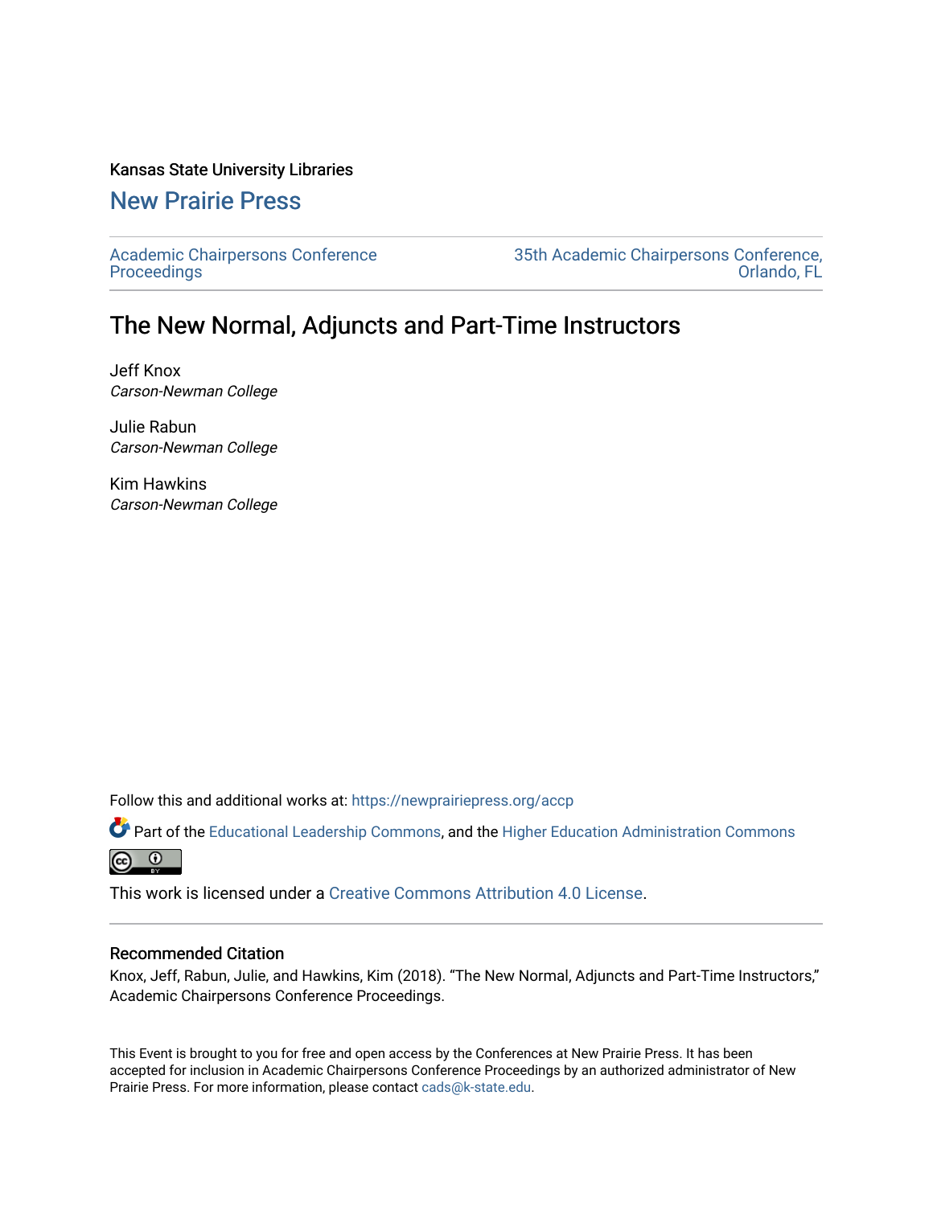Kansas State University Libraries

## New Prairie Press

Academic Chairpersons Conference Proceedings | 35th Academic Chairpersons Conference, Orlando, FL

# The New Normal, Adjuncts and Part-Time Instructors

Jeff Knox
*Carson-Newman College*

Julie Rabun
*Carson-Newman College*

Kim Hawkins
*Carson-Newman College*

Follow this and additional works at: https://newprairiepress.org/accp

Part of the Educational Leadership Commons, and the Higher Education Administration Commons

This work is licensed under a Creative Commons Attribution 4.0 License.

### Recommended Citation

Knox, Jeff, Rabun, Julie, and Hawkins, Kim (2018). "The New Normal, Adjuncts and Part-Time Instructors," Academic Chairpersons Conference Proceedings.

This Event is brought to you for free and open access by the Conferences at New Prairie Press. It has been accepted for inclusion in Academic Chairpersons Conference Proceedings by an authorized administrator of New Prairie Press. For more information, please contact cads@k-state.edu.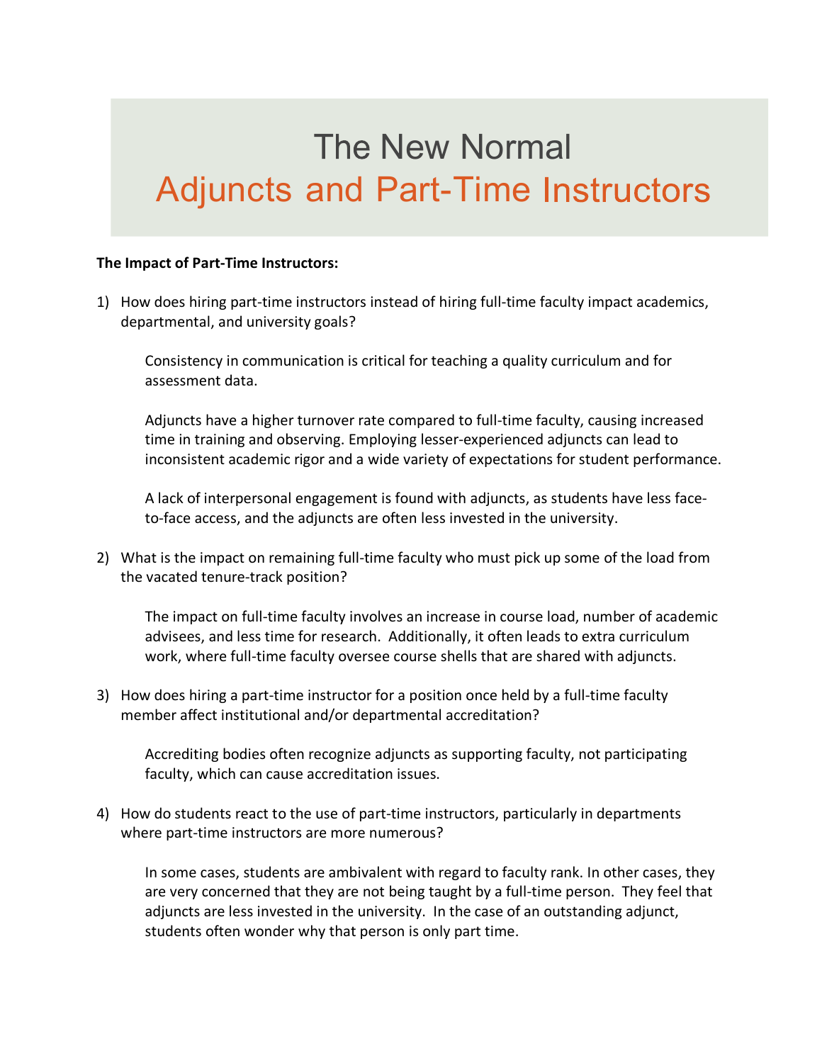# The New Normal
## Adjuncts and Part-Time Instructors

**The Impact of Part-Time Instructors:**

1) How does hiring part-time instructors instead of hiring full-time faculty impact academics, departmental, and university goals?

   Consistency in communication is critical for teaching a quality curriculum and for assessment data.

   Adjuncts have a higher turnover rate compared to full-time faculty, causing increased time in training and observing. Employing lesser-experienced adjuncts can lead to inconsistent academic rigor and a wide variety of expectations for student performance.

   A lack of interpersonal engagement is found with adjuncts, as students have less face-to-face access, and the adjuncts are often less invested in the university.

2) What is the impact on remaining full-time faculty who must pick up some of the load from the vacated tenure-track position?

   The impact on full-time faculty involves an increase in course load, number of academic advisees, and less time for research. Additionally, it often leads to extra curriculum work, where full-time faculty oversee course shells that are shared with adjuncts.

3) How does hiring a part-time instructor for a position once held by a full-time faculty member affect institutional and/or departmental accreditation?

   Accrediting bodies often recognize adjuncts as supporting faculty, not participating faculty, which can cause accreditation issues.

4) How do students react to the use of part-time instructors, particularly in departments where part-time instructors are more numerous?

   In some cases, students are ambivalent with regard to faculty rank. In other cases, they are very concerned that they are not being taught by a full-time person. They feel that adjuncts are less invested in the university. In the case of an outstanding adjunct, students often wonder why that person is only part time.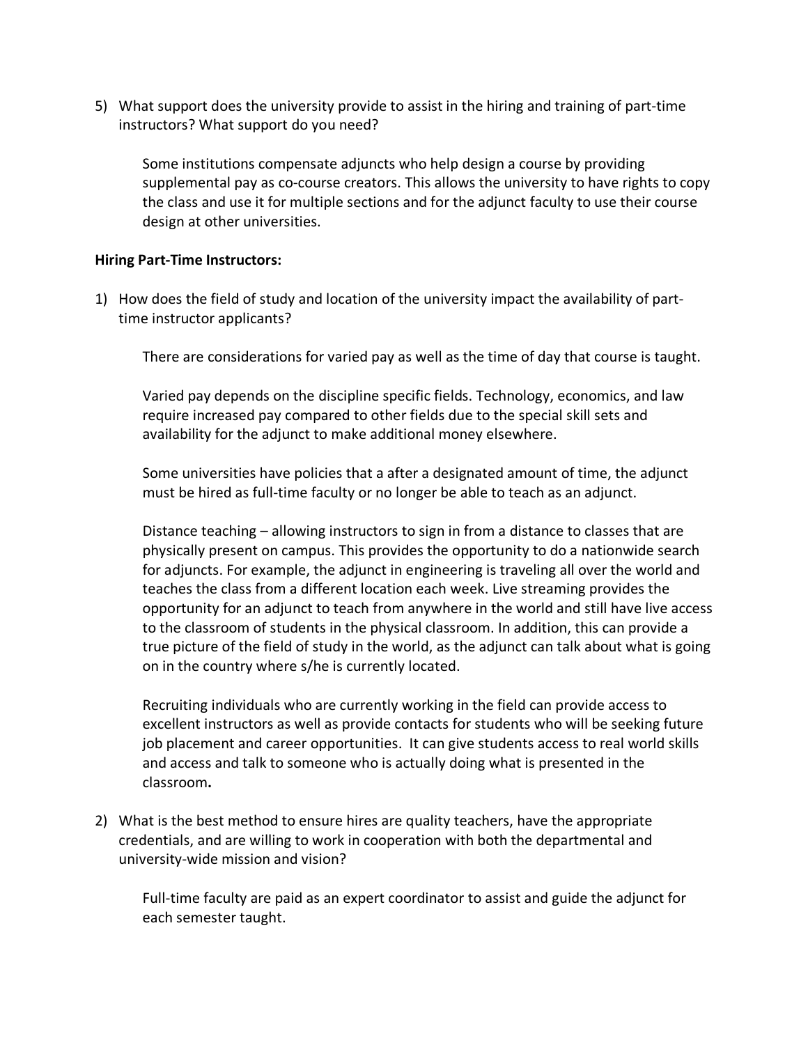5) What support does the university provide to assist in the hiring and training of part-time instructors? What support do you need?

    Some institutions compensate adjuncts who help design a course by providing supplemental pay as co-course creators. This allows the university to have rights to copy the class and use it for multiple sections and for the adjunct faculty to use their course design at other universities.

**Hiring Part-Time Instructors:**

1) How does the field of study and location of the university impact the availability of part-time instructor applicants?

    There are considerations for varied pay as well as the time of day that course is taught.

    Varied pay depends on the discipline specific fields. Technology, economics, and law require increased pay compared to other fields due to the special skill sets and availability for the adjunct to make additional money elsewhere.

    Some universities have policies that a after a designated amount of time, the adjunct must be hired as full-time faculty or no longer be able to teach as an adjunct.

    Distance teaching – allowing instructors to sign in from a distance to classes that are physically present on campus. This provides the opportunity to do a nationwide search for adjuncts. For example, the adjunct in engineering is traveling all over the world and teaches the class from a different location each week. Live streaming provides the opportunity for an adjunct to teach from anywhere in the world and still have live access to the classroom of students in the physical classroom. In addition, this can provide a true picture of the field of study in the world, as the adjunct can talk about what is going on in the country where s/he is currently located.

    Recruiting individuals who are currently working in the field can provide access to excellent instructors as well as provide contacts for students who will be seeking future job placement and career opportunities. It can give students access to real world skills and access and talk to someone who is actually doing what is presented in the classroom**.**

2) What is the best method to ensure hires are quality teachers, have the appropriate credentials, and are willing to work in cooperation with both the departmental and university-wide mission and vision?

    Full-time faculty are paid as an expert coordinator to assist and guide the adjunct for each semester taught.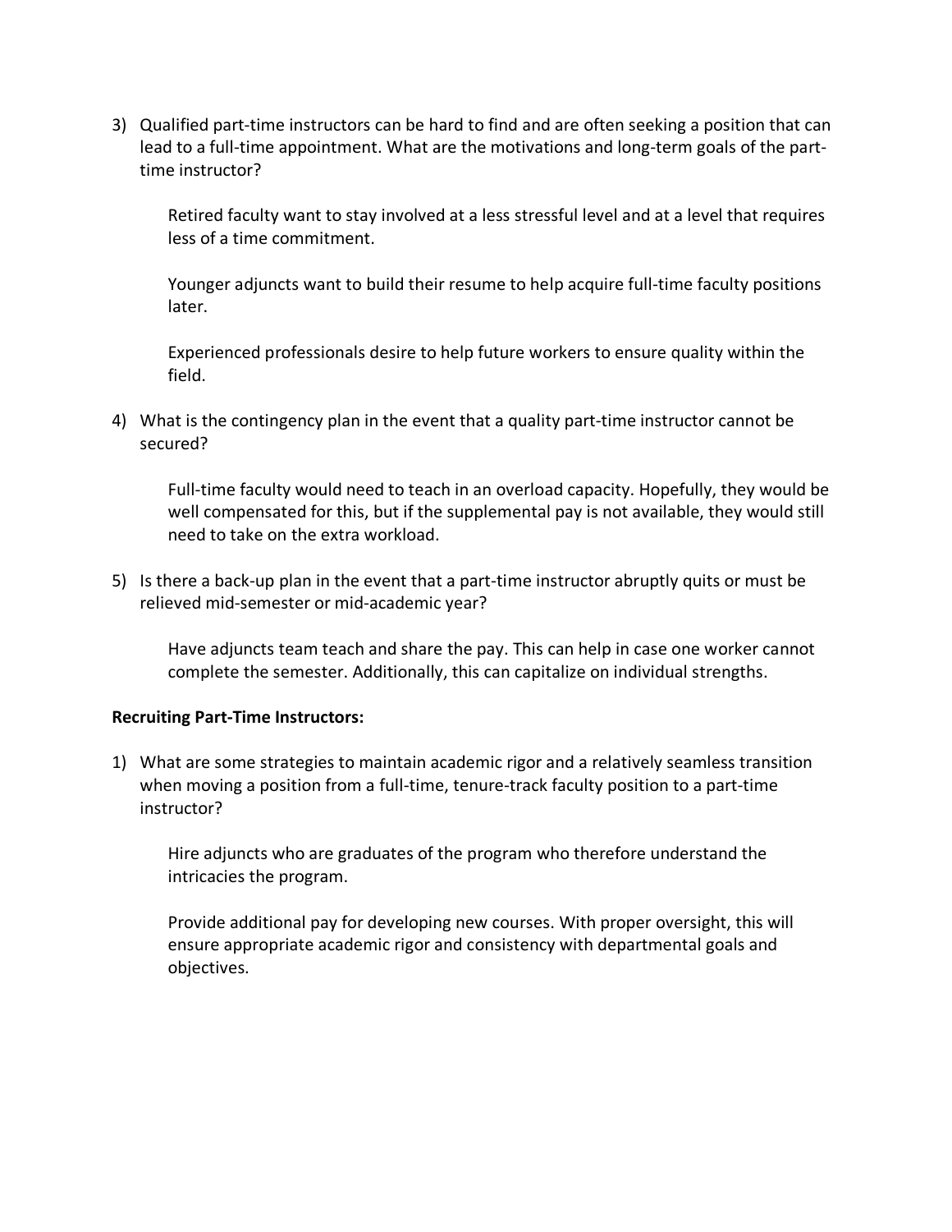3) Qualified part-time instructors can be hard to find and are often seeking a position that can lead to a full-time appointment. What are the motivations and long-term goals of the part-time instructor?

    Retired faculty want to stay involved at a less stressful level and at a level that requires less of a time commitment.

    Younger adjuncts want to build their resume to help acquire full-time faculty positions later.

    Experienced professionals desire to help future workers to ensure quality within the field.

4) What is the contingency plan in the event that a quality part-time instructor cannot be secured?

    Full-time faculty would need to teach in an overload capacity. Hopefully, they would be well compensated for this, but if the supplemental pay is not available, they would still need to take on the extra workload.

5) Is there a back-up plan in the event that a part-time instructor abruptly quits or must be relieved mid-semester or mid-academic year?

    Have adjuncts team teach and share the pay. This can help in case one worker cannot complete the semester. Additionally, this can capitalize on individual strengths.

**Recruiting Part-Time Instructors:**

1) What are some strategies to maintain academic rigor and a relatively seamless transition when moving a position from a full-time, tenure-track faculty position to a part-time instructor?

    Hire adjuncts who are graduates of the program who therefore understand the intricacies the program.

    Provide additional pay for developing new courses. With proper oversight, this will ensure appropriate academic rigor and consistency with departmental goals and objectives.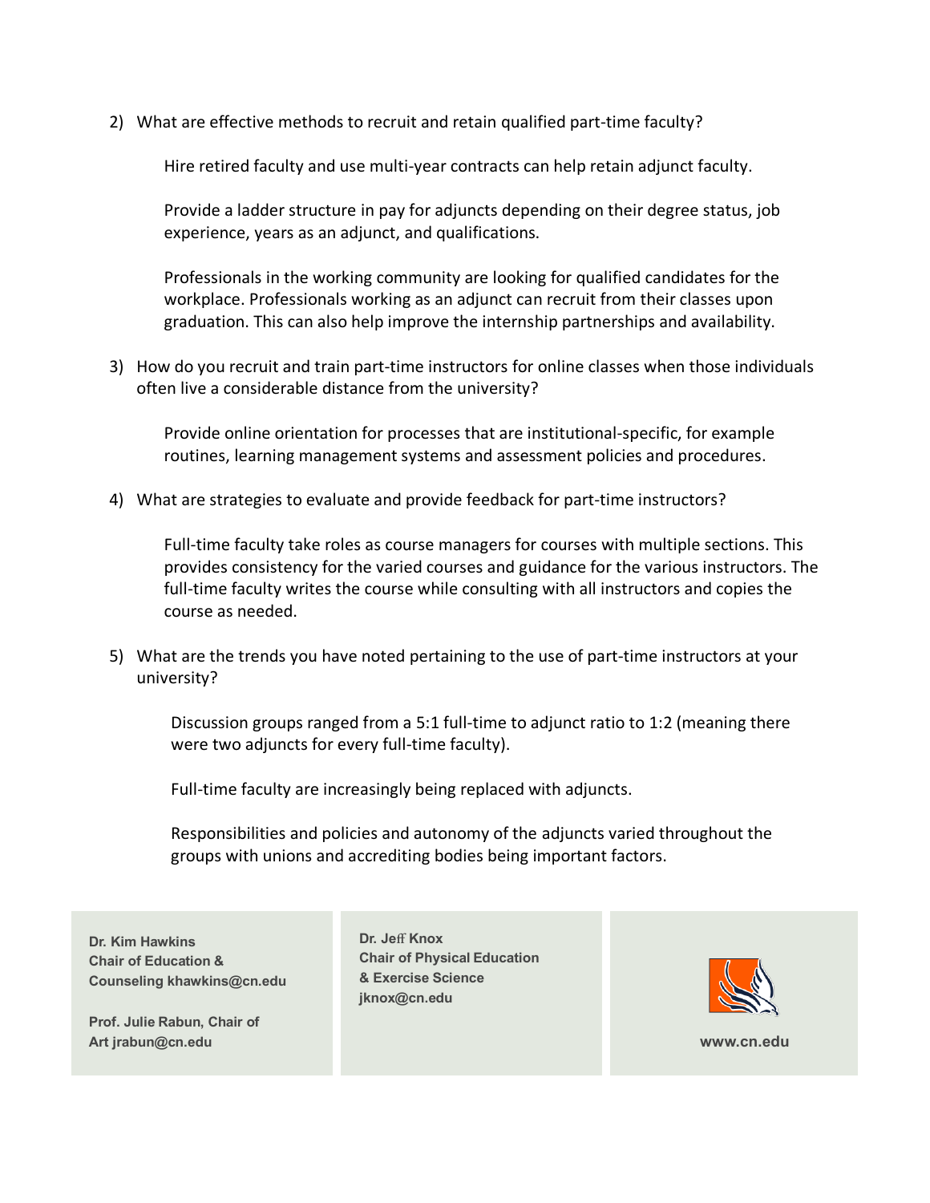2) What are effective methods to recruit and retain qualified part-time faculty?

   Hire retired faculty and use multi-year contracts can help retain adjunct faculty.

   Provide a ladder structure in pay for adjuncts depending on their degree status, job experience, years as an adjunct, and qualifications.

   Professionals in the working community are looking for qualified candidates for the workplace. Professionals working as an adjunct can recruit from their classes upon graduation. This can also help improve the internship partnerships and availability.

3) How do you recruit and train part-time instructors for online classes when those individuals often live a considerable distance from the university?

   Provide online orientation for processes that are institutional-specific, for example routines, learning management systems and assessment policies and procedures.

4) What are strategies to evaluate and provide feedback for part-time instructors?

   Full-time faculty take roles as course managers for courses with multiple sections. This provides consistency for the varied courses and guidance for the various instructors. The full-time faculty writes the course while consulting with all instructors and copies the course as needed.

5) What are the trends you have noted pertaining to the use of part-time instructors at your university?

   Discussion groups ranged from a 5:1 full-time to adjunct ratio to 1:2 (meaning there were two adjuncts for every full-time faculty).

   Full-time faculty are increasingly being replaced with adjuncts.

   Responsibilities and policies and autonomy of the adjuncts varied throughout the groups with unions and accrediting bodies being important factors.

**Dr. Kim Hawkins**
**Chair of Education & Counseling khawkins@cn.edu**

**Prof. Julie Rabun, Chair of Art jrabun@cn.edu**

**Dr. Jeff Knox**
**Chair of Physical Education & Exercise Science**
**jknox@cn.edu**

**www.cn.edu**